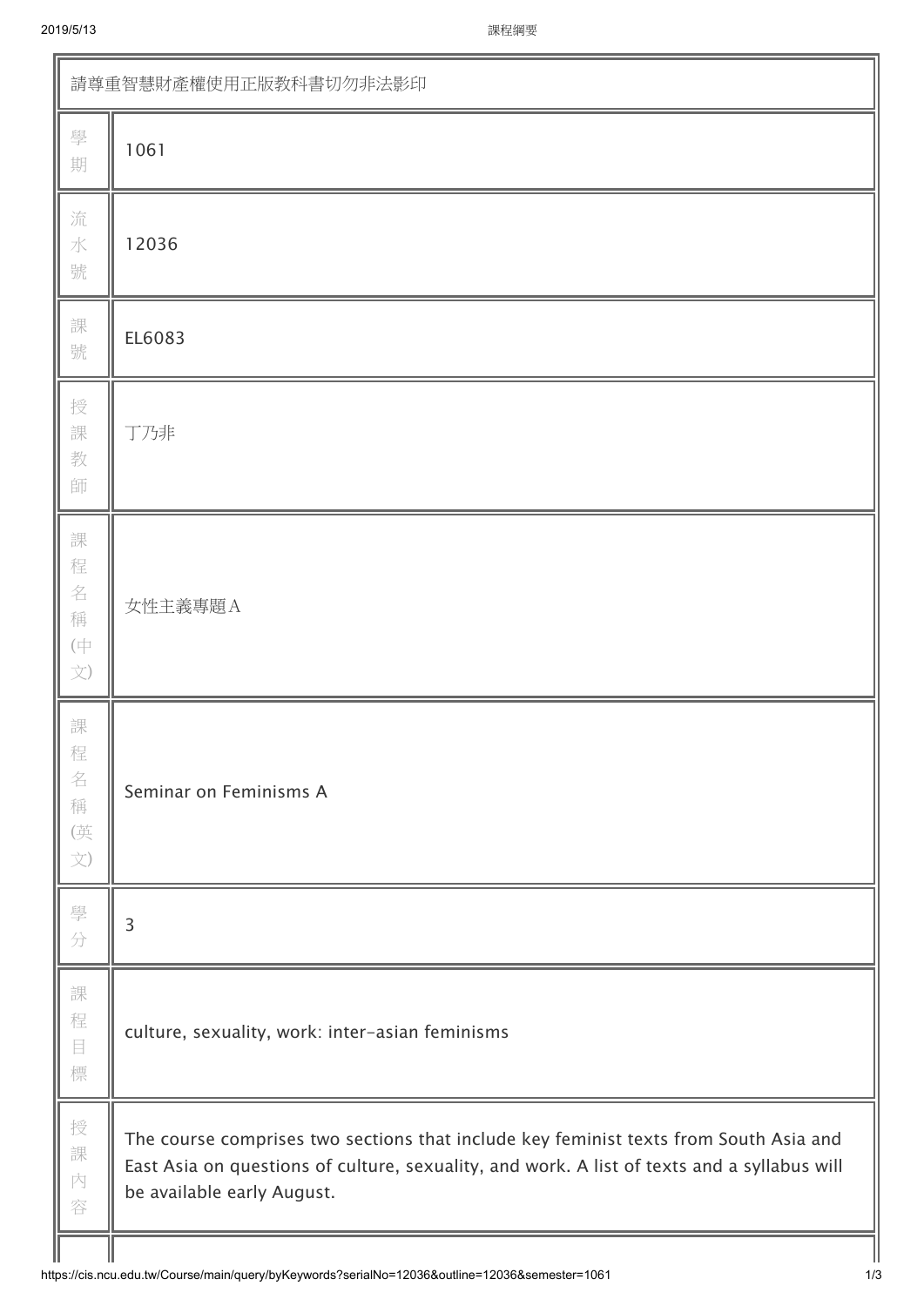| 請尊重智慧財產權使用正版教科書切勿非法影印 | |
|---|---|
| 學期 | 1061 |
| 流水號 | 12036 |
| 課號 | EL6083 |
| 授課教師 | 丁乃非 |
| 課程名稱(中文) | 女性主義專題A |
| 課程名稱(英文) | Seminar on Feminisms A |
| 學分 | 3 |
| 課程目標 | culture, sexuality, work: inter-asian feminisms |
| 授課內容 | The course comprises two sections that include key feminist texts from South Asia and East Asia on questions of culture, sexuality, and work. A list of texts and a syllabus will be available early August. |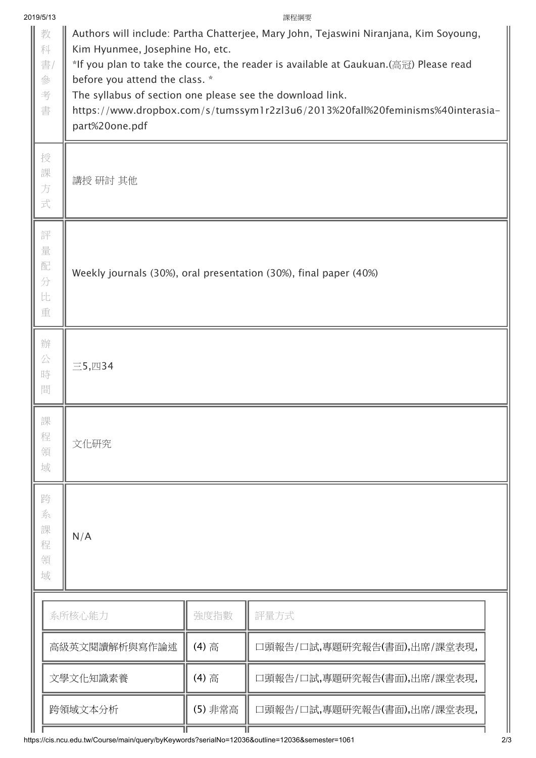| | |
|---|---|
| 教科書/參考書 | Authors will include: Partha Chatterjee, Mary John, Tejaswini Niranjana, Kim Soyoung, Kim Hyunmee, Josephine Ho, etc.<br>*If you plan to take the cource, the reader is available at Gaukuan.(高冠) Please read before you attend the class. *<br>The syllabus of section one please see the download link.<br>https://www.dropbox.com/s/tumssym1r2zl3u6/2013%20fall%20feminisms%40interasia-part%20one.pdf |
| 授課方式 | 講授 研討 其他 |
| 評量配分比重 | Weekly journals (30%), oral presentation (30%), final paper (40%) |
| 辦公時間 | 三5,四34 |
| 課程領域 | 文化研究 |
| 跨系課程領域 | N/A |

| 系所核心能力 | 強度指數 | 評量方式 |
|---|---|---|
| 高級英文閱讀解析與寫作論述 | (4) 高 | 口頭報告/口試,專題研究報告(書面),出席/課堂表現, |
| 文學文化知識素養 | (4) 高 | 口頭報告/口試,專題研究報告(書面),出席/課堂表現, |
| 跨領域文本分析 | (5) 非常高 | 口頭報告/口試,專題研究報告(書面),出席/課堂表現, |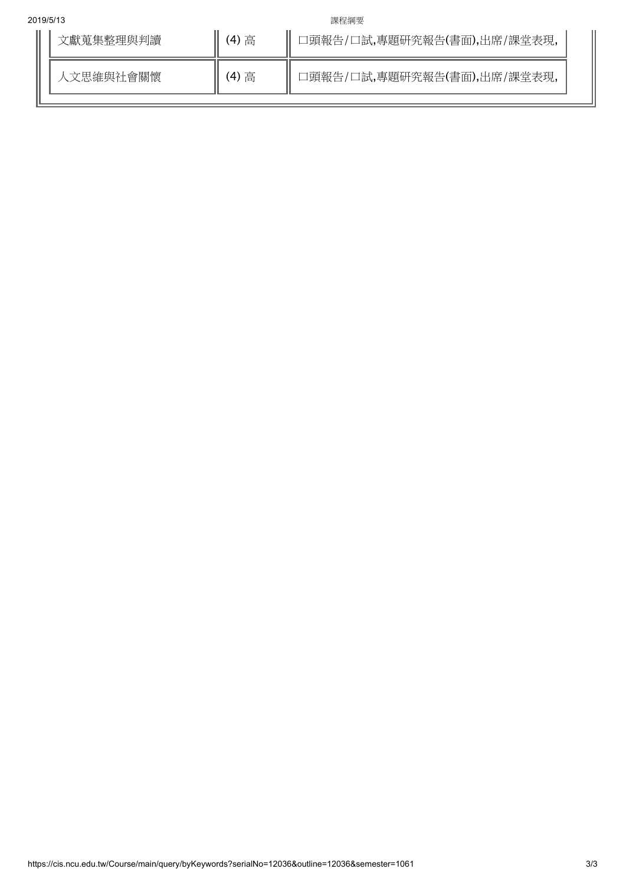| | | |
|---|---|---|
| 文獻蒐集整理與判讀 | (4) 高 | 口頭報告/口試,專題研究報告(書面),出席/課堂表現, |
| 人文思維與社會關懷 | (4) 高 | 口頭報告/口試,專題研究報告(書面),出席/課堂表現, |